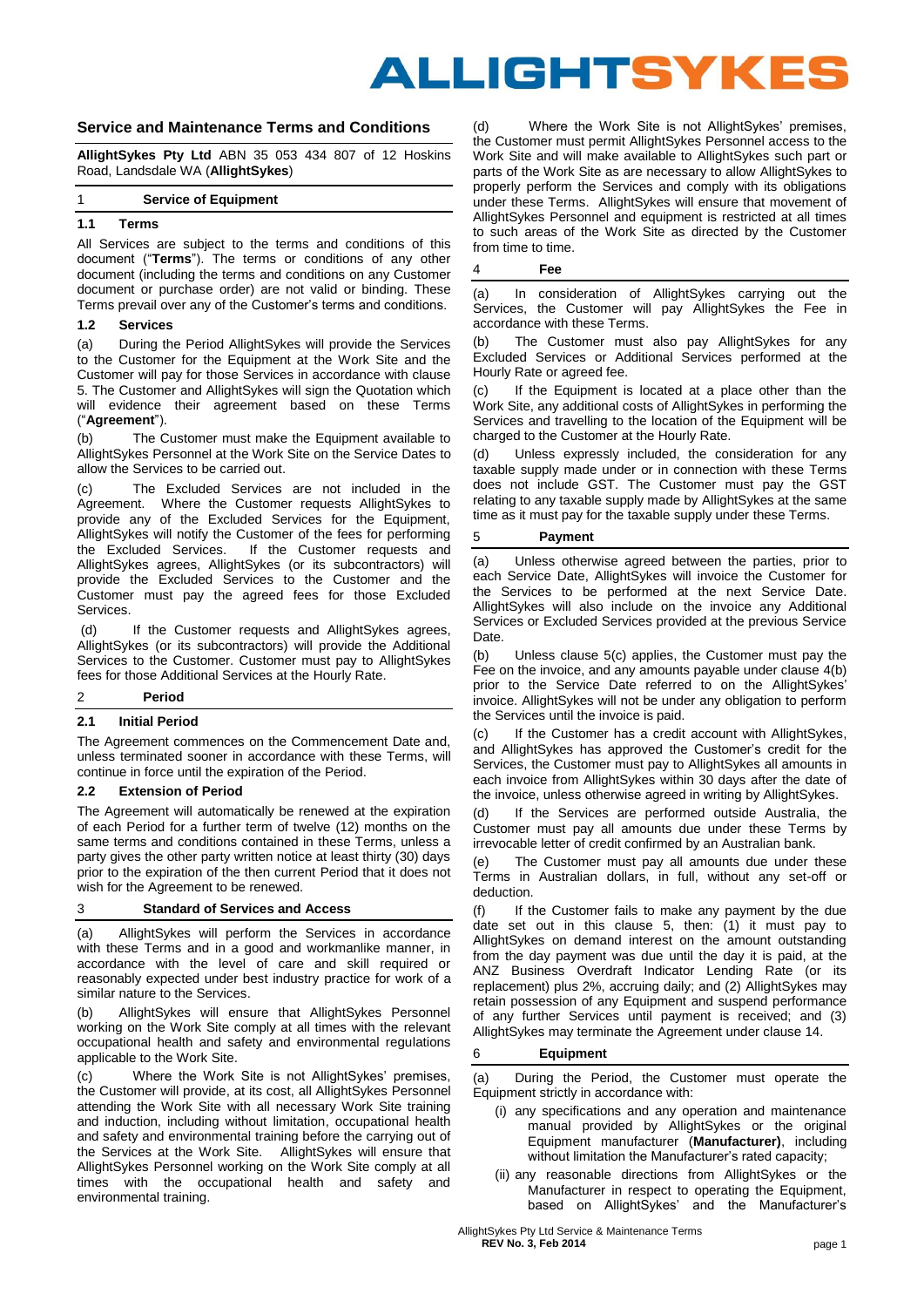# ALLIGHTSYKES

## Service and Maintenance Terms and Conditions

**AllightSykes Pty Ltd** ABN 35 053 434 807 of 12 Hoskins Road, Landsdale WA (**AllightSykes**)

## 1 Service of Equipment

### 1.1 Terms

All Services are subject to the terms and conditions of this document ("**Terms**"). The terms or conditions of any other document (including the terms and conditions on any Customer document or purchase order) are not valid or binding. These Terms prevail over any of the Customer's terms and conditions.

### 1.2 Services

(a) During the Period AllightSykes will provide the Services to the Customer for the Equipment at the Work Site and the Customer will pay for those Services in accordance with clause 5. The Customer and AllightSykes will sign the Quotation which will evidence their agreement based on these Terms ("**Agreement**").

(b) The Customer must make the Equipment available to AllightSykes Personnel at the Work Site on the Service Dates to allow the Services to be carried out.

(c) The Excluded Services are not included in the Agreement. Where the Customer requests AllightSykes to provide any of the Excluded Services for the Equipment, AllightSykes will notify the Customer of the fees for performing the Excluded Services. If the Customer requests and AllightSykes agrees, AllightSykes (or its subcontractors) will provide the Excluded Services to the Customer and the Customer must pay the agreed fees for those Excluded Services.

(d) If the Customer requests and AllightSykes agrees, AllightSykes (or its subcontractors) will provide the Additional Services to the Customer. Customer must pay to AllightSykes fees for those Additional Services at the Hourly Rate.

## 2 Period

### 2.1 Initial Period

The Agreement commences on the Commencement Date and, unless terminated sooner in accordance with these Terms, will continue in force until the expiration of the Period.

### 2.2 Extension of Period

The Agreement will automatically be renewed at the expiration of each Period for a further term of twelve (12) months on the same terms and conditions contained in these Terms, unless a party gives the other party written notice at least thirty (30) days prior to the expiration of the then current Period that it does not wish for the Agreement to be renewed.

## 3 Standard of Services and Access

(a) AllightSykes will perform the Services in accordance with these Terms and in a good and workmanlike manner, in accordance with the level of care and skill required or reasonably expected under best industry practice for work of a similar nature to the Services.

(b) AllightSykes will ensure that AllightSykes Personnel working on the Work Site comply at all times with the relevant occupational health and safety and environmental regulations applicable to the Work Site.

(c) Where the Work Site is not AllightSykes' premises, the Customer will provide, at its cost, all AllightSykes Personnel attending the Work Site with all necessary Work Site training and induction, including without limitation, occupational health and safety and environmental training before the carrying out of the Services at the Work Site. AllightSykes will ensure that AllightSykes Personnel working on the Work Site comply at all times with the occupational health and safety and environmental training.

(d) Where the Work Site is not AllightSykes' premises, the Customer must permit AllightSykes Personnel access to the Work Site and will make available to AllightSykes such part or parts of the Work Site as are necessary to allow AllightSykes to properly perform the Services and comply with its obligations under these Terms. AllightSykes will ensure that movement of AllightSykes Personnel and equipment is restricted at all times to such areas of the Work Site as directed by the Customer from time to time.

## 4 Fee

(a) In consideration of AllightSykes carrying out the Services, the Customer will pay AllightSykes the Fee in accordance with these Terms.

(b) The Customer must also pay AllightSykes for any Excluded Services or Additional Services performed at the Hourly Rate or agreed fee.

(c) If the Equipment is located at a place other than the Work Site, any additional costs of AllightSykes in performing the Services and travelling to the location of the Equipment will be charged to the Customer at the Hourly Rate.

(d) Unless expressly included, the consideration for any taxable supply made under or in connection with these Terms does not include GST. The Customer must pay the GST relating to any taxable supply made by AllightSykes at the same time as it must pay for the taxable supply under these Terms.

## 5 Payment

(a) Unless otherwise agreed between the parties, prior to each Service Date, AllightSykes will invoice the Customer for the Services to be performed at the next Service Date. AllightSykes will also include on the invoice any Additional Services or Excluded Services provided at the previous Service Date.

(b) Unless clause 5(c) applies, the Customer must pay the Fee on the invoice, and any amounts payable under clause 4(b) prior to the Service Date referred to on the AllightSykes' invoice. AllightSykes will not be under any obligation to perform the Services until the invoice is paid.

(c) If the Customer has a credit account with AllightSykes, and AllightSykes has approved the Customer's credit for the Services, the Customer must pay to AllightSykes all amounts in each invoice from AllightSykes within 30 days after the date of the invoice, unless otherwise agreed in writing by AllightSykes.

(d) If the Services are performed outside Australia, the Customer must pay all amounts due under these Terms by irrevocable letter of credit confirmed by an Australian bank.

(e) The Customer must pay all amounts due under these Terms in Australian dollars, in full, without any set-off or deduction.

(f) If the Customer fails to make any payment by the due date set out in this clause 5, then: (1) it must pay to AllightSykes on demand interest on the amount outstanding from the day payment was due until the day it is paid, at the ANZ Business Overdraft Indicator Lending Rate (or its replacement) plus 2%, accruing daily; and (2) AllightSykes may retain possession of any Equipment and suspend performance of any further Services until payment is received; and (3) AllightSykes may terminate the Agreement under clause 14.

## 6 Equipment

(a) During the Period, the Customer must operate the Equipment strictly in accordance with:

(i) any specifications and any operation and maintenance manual provided by AllightSykes or the original Equipment manufacturer (**Manufacturer)**, including without limitation the Manufacturer's rated capacity;

(ii) any reasonable directions from AllightSykes or the Manufacturer in respect to operating the Equipment, based on AllightSykes' and the Manufacturer's

AllightSykes Pty Ltd Service & Maintenance Terms
**REV No. 3, Feb 2014**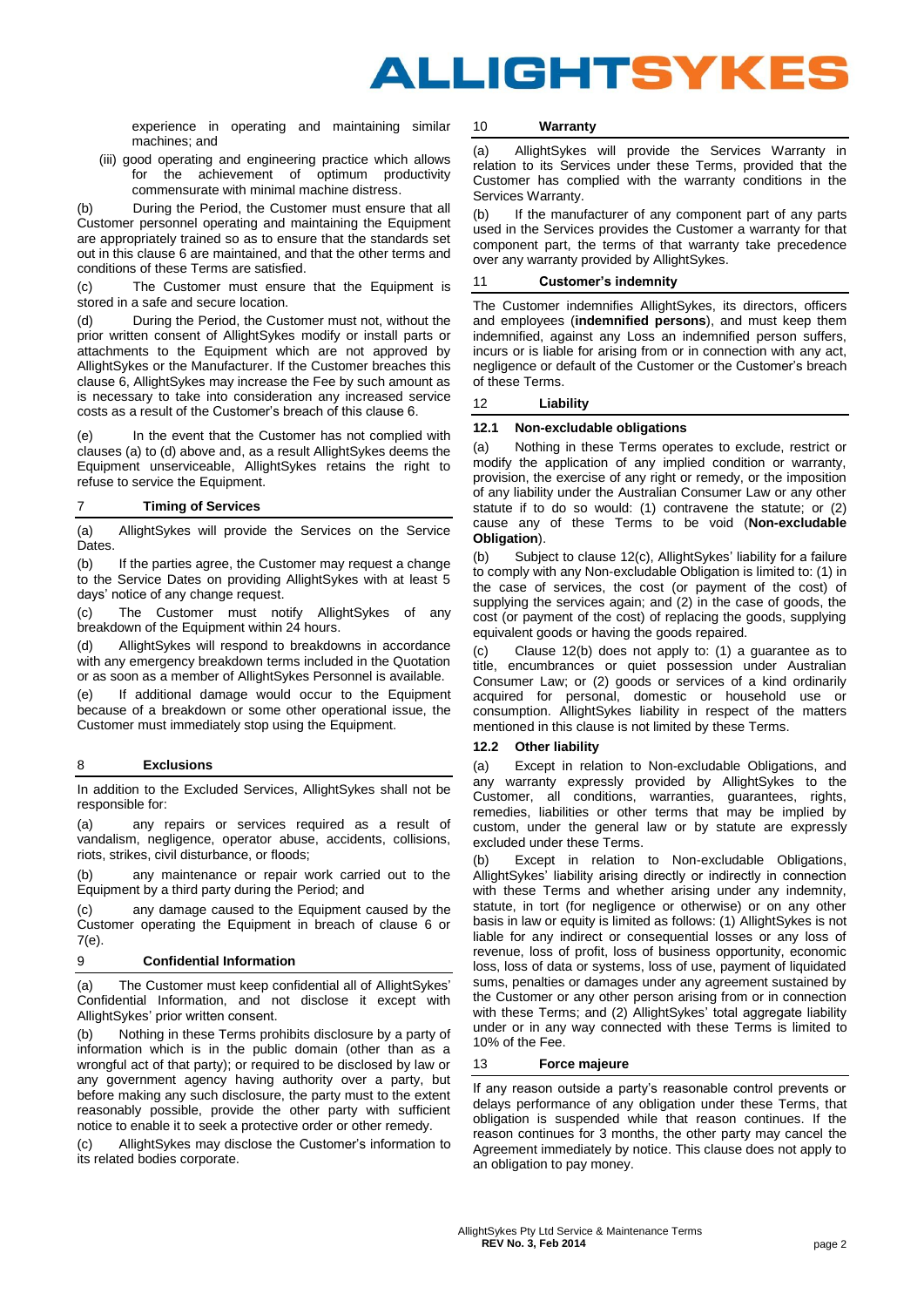experience in operating and maintaining similar machines; and

(iii) good operating and engineering practice which allows for the achievement of optimum productivity commensurate with minimal machine distress.

(b) During the Period, the Customer must ensure that all Customer personnel operating and maintaining the Equipment are appropriately trained so as to ensure that the standards set out in this clause 6 are maintained, and that the other terms and conditions of these Terms are satisfied.

(c) The Customer must ensure that the Equipment is stored in a safe and secure location.

(d) During the Period, the Customer must not, without the prior written consent of AllightSykes modify or install parts or attachments to the Equipment which are not approved by AllightSykes or the Manufacturer. If the Customer breaches this clause 6, AllightSykes may increase the Fee by such amount as is necessary to take into consideration any increased service costs as a result of the Customer's breach of this clause 6.

(e) In the event that the Customer has not complied with clauses (a) to (d) above and, as a result AllightSykes deems the Equipment unserviceable, AllightSykes retains the right to refuse to service the Equipment.

## 7 Timing of Services

(a) AllightSykes will provide the Services on the Service Dates.

(b) If the parties agree, the Customer may request a change to the Service Dates on providing AllightSykes with at least 5 days' notice of any change request.

(c) The Customer must notify AllightSykes of any breakdown of the Equipment within 24 hours.

(d) AllightSykes will respond to breakdowns in accordance with any emergency breakdown terms included in the Quotation or as soon as a member of AllightSykes Personnel is available.

(e) If additional damage would occur to the Equipment because of a breakdown or some other operational issue, the Customer must immediately stop using the Equipment.

## 8 Exclusions

In addition to the Excluded Services, AllightSykes shall not be responsible for:

(a) any repairs or services required as a result of vandalism, negligence, operator abuse, accidents, collisions, riots, strikes, civil disturbance, or floods;

(b) any maintenance or repair work carried out to the Equipment by a third party during the Period; and

(c) any damage caused to the Equipment caused by the Customer operating the Equipment in breach of clause 6 or 7(e).

## 9 Confidential Information

(a) The Customer must keep confidential all of AllightSykes' Confidential Information, and not disclose it except with AllightSykes' prior written consent.

(b) Nothing in these Terms prohibits disclosure by a party of information which is in the public domain (other than as a wrongful act of that party); or required to be disclosed by law or any government agency having authority over a party, but before making any such disclosure, the party must to the extent reasonably possible, provide the other party with sufficient notice to enable it to seek a protective order or other remedy.

(c) AllightSykes may disclose the Customer's information to its related bodies corporate.

## 10 Warranty

(a) AllightSykes will provide the Services Warranty in relation to its Services under these Terms, provided that the Customer has complied with the warranty conditions in the Services Warranty.

(b) If the manufacturer of any component part of any parts used in the Services provides the Customer a warranty for that component part, the terms of that warranty take precedence over any warranty provided by AllightSykes.

## 11 Customer's indemnity

The Customer indemnifies AllightSykes, its directors, officers and employees (**indemnified persons**), and must keep them indemnified, against any Loss an indemnified person suffers, incurs or is liable for arising from or in connection with any act, negligence or default of the Customer or the Customer's breach of these Terms.

## 12 Liability

### 12.1 Non-excludable obligations

(a) Nothing in these Terms operates to exclude, restrict or modify the application of any implied condition or warranty, provision, the exercise of any right or remedy, or the imposition of any liability under the Australian Consumer Law or any other statute if to do so would: (1) contravene the statute; or (2) cause any of these Terms to be void (**Non-excludable Obligation**).

(b) Subject to clause 12(c), AllightSykes' liability for a failure to comply with any Non-excludable Obligation is limited to: (1) in the case of services, the cost (or payment of the cost) of supplying the services again; and (2) in the case of goods, the cost (or payment of the cost) of replacing the goods, supplying equivalent goods or having the goods repaired.

(c) Clause 12(b) does not apply to: (1) a guarantee as to title, encumbrances or quiet possession under Australian Consumer Law; or (2) goods or services of a kind ordinarily acquired for personal, domestic or household use or consumption. AllightSykes liability in respect of the matters mentioned in this clause is not limited by these Terms.

### 12.2 Other liability

(a) Except in relation to Non-excludable Obligations, and any warranty expressly provided by AllightSykes to the Customer, all conditions, warranties, guarantees, rights, remedies, liabilities or other terms that may be implied by custom, under the general law or by statute are expressly excluded under these Terms.

(b) Except in relation to Non-excludable Obligations, AllightSykes' liability arising directly or indirectly in connection with these Terms and whether arising under any indemnity, statute, in tort (for negligence or otherwise) or on any other basis in law or equity is limited as follows: (1) AllightSykes is not liable for any indirect or consequential losses or any loss of revenue, loss of profit, loss of business opportunity, economic loss, loss of data or systems, loss of use, payment of liquidated sums, penalties or damages under any agreement sustained by the Customer or any other person arising from or in connection with these Terms; and (2) AllightSykes' total aggregate liability under or in any way connected with these Terms is limited to 10% of the Fee.

## 13 Force majeure

If any reason outside a party's reasonable control prevents or delays performance of any obligation under these Terms, that obligation is suspended while that reason continues. If the reason continues for 3 months, the other party may cancel the Agreement immediately by notice. This clause does not apply to an obligation to pay money.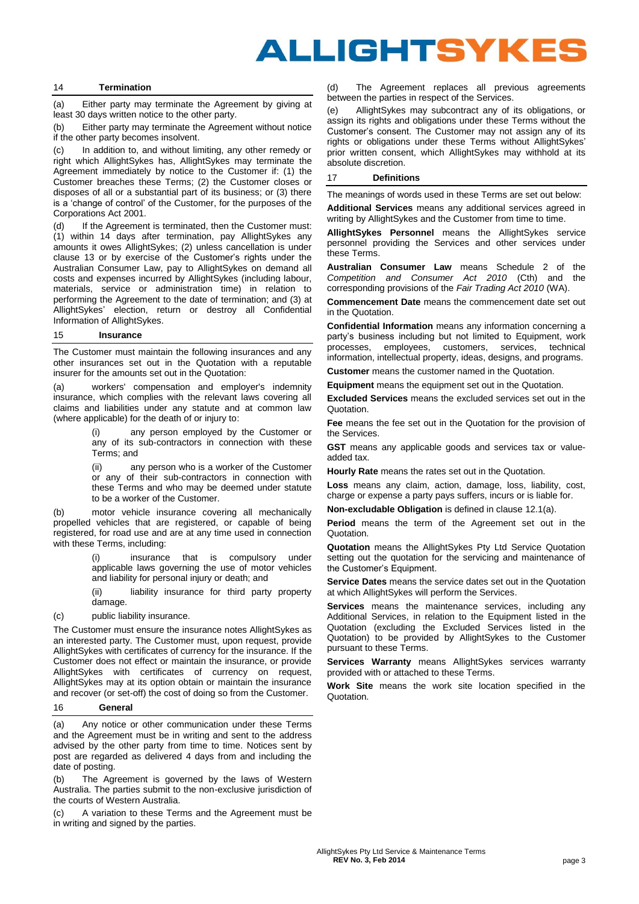## 14 Termination

(a) Either party may terminate the Agreement by giving at least 30 days written notice to the other party.

(b) Either party may terminate the Agreement without notice if the other party becomes insolvent.

(c) In addition to, and without limiting, any other remedy or right which AllightSykes has, AllightSykes may terminate the Agreement immediately by notice to the Customer if: (1) the Customer breaches these Terms; (2) the Customer closes or disposes of all or a substantial part of its business; or (3) there is a 'change of control' of the Customer, for the purposes of the Corporations Act 2001.

(d) If the Agreement is terminated, then the Customer must: (1) within 14 days after termination, pay AllightSykes any amounts it owes AllightSykes; (2) unless cancellation is under clause 13 or by exercise of the Customer's rights under the Australian Consumer Law, pay to AllightSykes on demand all costs and expenses incurred by AllightSykes (including labour, materials, service or administration time) in relation to performing the Agreement to the date of termination; and (3) at AllightSykes' election, return or destroy all Confidential Information of AllightSykes.

## 15 Insurance

The Customer must maintain the following insurances and any other insurances set out in the Quotation with a reputable insurer for the amounts set out in the Quotation:

(a) workers' compensation and employer's indemnity insurance, which complies with all the relevant laws covering all claims and liabilities under any statute and at common law (where applicable) for the death of or injury to:

> (i) any person employed by the Customer or any of its sub-contractors in connection with these Terms; and
>
> (ii) any person who is a worker of the Customer or any of their sub-contractors in connection with these Terms and who may be deemed under statute to be a worker of the Customer.

(b) motor vehicle insurance covering all mechanically propelled vehicles that are registered, or capable of being registered, for road use and are at any time used in connection with these Terms, including:

> (i) insurance that is compulsory under applicable laws governing the use of motor vehicles and liability for personal injury or death; and
>
> (ii) liability insurance for third party property damage.

(c) public liability insurance.

The Customer must ensure the insurance notes AllightSykes as an interested party. The Customer must, upon request, provide AllightSykes with certificates of currency for the insurance. If the Customer does not effect or maintain the insurance, or provide AllightSykes with certificates of currency on request, AllightSykes may at its option obtain or maintain the insurance and recover (or set-off) the cost of doing so from the Customer.

## 16 General

(a) Any notice or other communication under these Terms and the Agreement must be in writing and sent to the address advised by the other party from time to time. Notices sent by post are regarded as delivered 4 days from and including the date of posting.

(b) The Agreement is governed by the laws of Western Australia. The parties submit to the non-exclusive jurisdiction of the courts of Western Australia.

(c) A variation to these Terms and the Agreement must be in writing and signed by the parties.

(d) The Agreement replaces all previous agreements between the parties in respect of the Services.

(e) AllightSykes may subcontract any of its obligations, or assign its rights and obligations under these Terms without the Customer's consent. The Customer may not assign any of its rights or obligations under these Terms without AllightSykes' prior written consent, which AllightSykes may withhold at its absolute discretion.

## 17 Definitions

The meanings of words used in these Terms are set out below:

**Additional Services** means any additional services agreed in writing by AllightSykes and the Customer from time to time.

**AllightSykes Personnel** means the AllightSykes service personnel providing the Services and other services under these Terms.

**Australian Consumer Law** means Schedule 2 of the *Competition and Consumer Act 2010* (Cth) and the corresponding provisions of the *Fair Trading Act 2010* (WA).

**Commencement Date** means the commencement date set out in the Quotation.

**Confidential Information** means any information concerning a party's business including but not limited to Equipment, work processes, employees, customers, services, technical information, intellectual property, ideas, designs, and programs.

**Customer** means the customer named in the Quotation.

**Equipment** means the equipment set out in the Quotation.

**Excluded Services** means the excluded services set out in the Quotation.

**Fee** means the fee set out in the Quotation for the provision of the Services.

**GST** means any applicable goods and services tax or value-added tax.

**Hourly Rate** means the rates set out in the Quotation.

**Loss** means any claim, action, damage, loss, liability, cost, charge or expense a party pays suffers, incurs or is liable for.

**Non-excludable Obligation** is defined in clause 12.1(a).

**Period** means the term of the Agreement set out in the Quotation.

**Quotation** means the AllightSykes Pty Ltd Service Quotation setting out the quotation for the servicing and maintenance of the Customer's Equipment.

**Service Dates** means the service dates set out in the Quotation at which AllightSykes will perform the Services.

**Services** means the maintenance services, including any Additional Services, in relation to the Equipment listed in the Quotation (excluding the Excluded Services listed in the Quotation) to be provided by AllightSykes to the Customer pursuant to these Terms.

**Services Warranty** means AllightSykes services warranty provided with or attached to these Terms.

**Work Site** means the work site location specified in the Quotation.